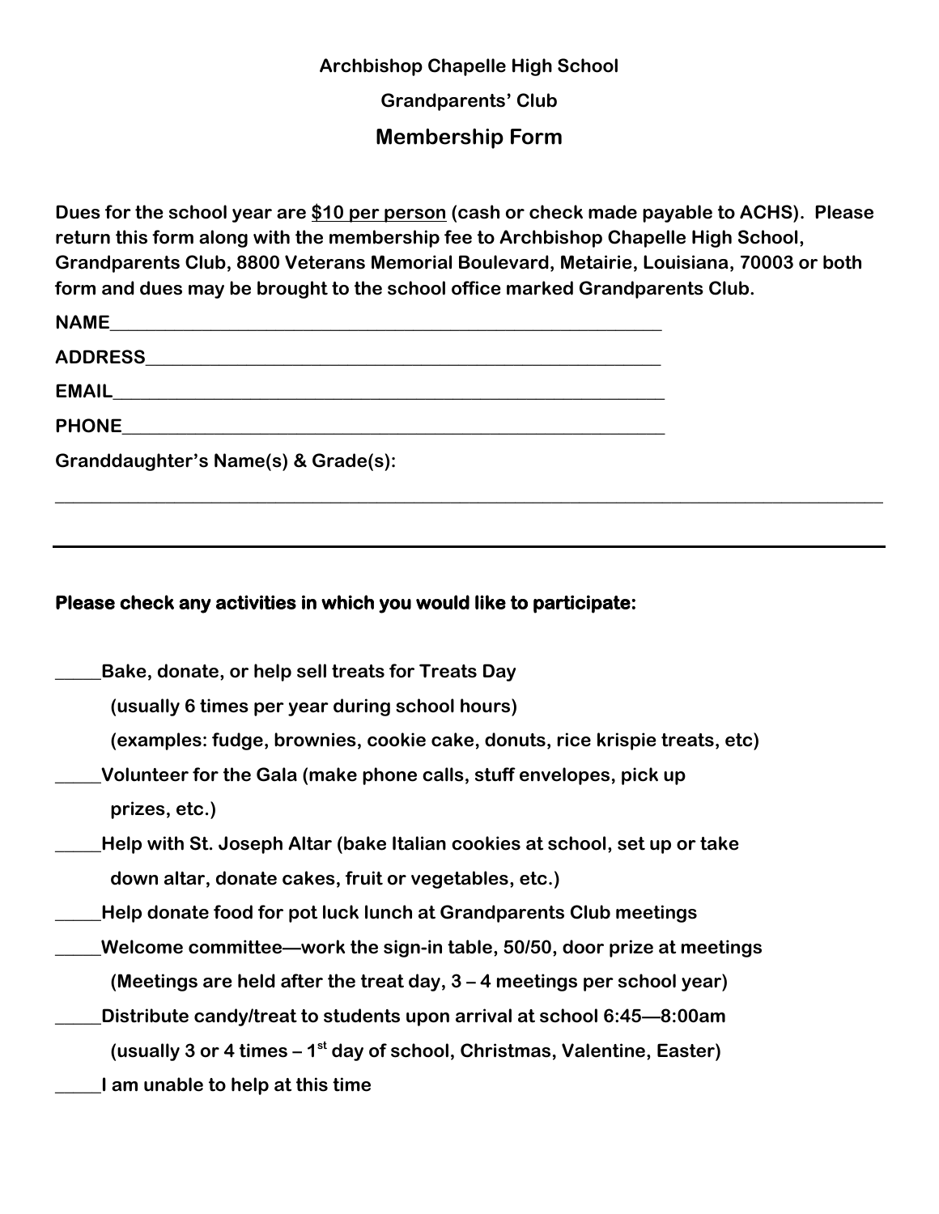**Archbishop Chapelle High School**

**Grandparents' Club**

## Membership Form

**Dues for the school year are <u>$10 per person</u> (cash or check made payable to ACHS). Please return this form along with the membership fee to Archbishop Chapelle High School, Grandparents Club, 8800 Veterans Memorial Boulevard, Metairie, Louisiana, 70003 or both form and dues may be brought to the school office marked Grandparents Club.**

**NAME**_____________________________________________________________

**ADDRESS**__________________________________________________________

**EMAIL**_____________________________________________________________

**PHONE**____________________________________________________________

**Granddaughter's Name(s) & Grade(s):**

______________________________________________________________________________

---

**Please check any activities in which you would like to participate:**

_____**Bake, donate, or help sell treats for Treats Day**
**(usually 6 times per year during school hours)**
**(examples: fudge, brownies, cookie cake, donuts, rice krispie treats, etc)**

_____**Volunteer for the Gala (make phone calls, stuff envelopes, pick up prizes, etc.)**

_____**Help with St. Joseph Altar (bake Italian cookies at school, set up or take down altar, donate cakes, fruit or vegetables, etc.)**

_____**Help donate food for pot luck lunch at Grandparents Club meetings**

_____**Welcome committee—work the sign-in table, 50/50, door prize at meetings**
**(Meetings are held after the treat day, 3 – 4 meetings per school year)**

_____**Distribute candy/treat to students upon arrival at school 6:45—8:00am**
**(usually 3 or 4 times – 1st day of school, Christmas, Valentine, Easter)**

_____**I am unable to help at this time**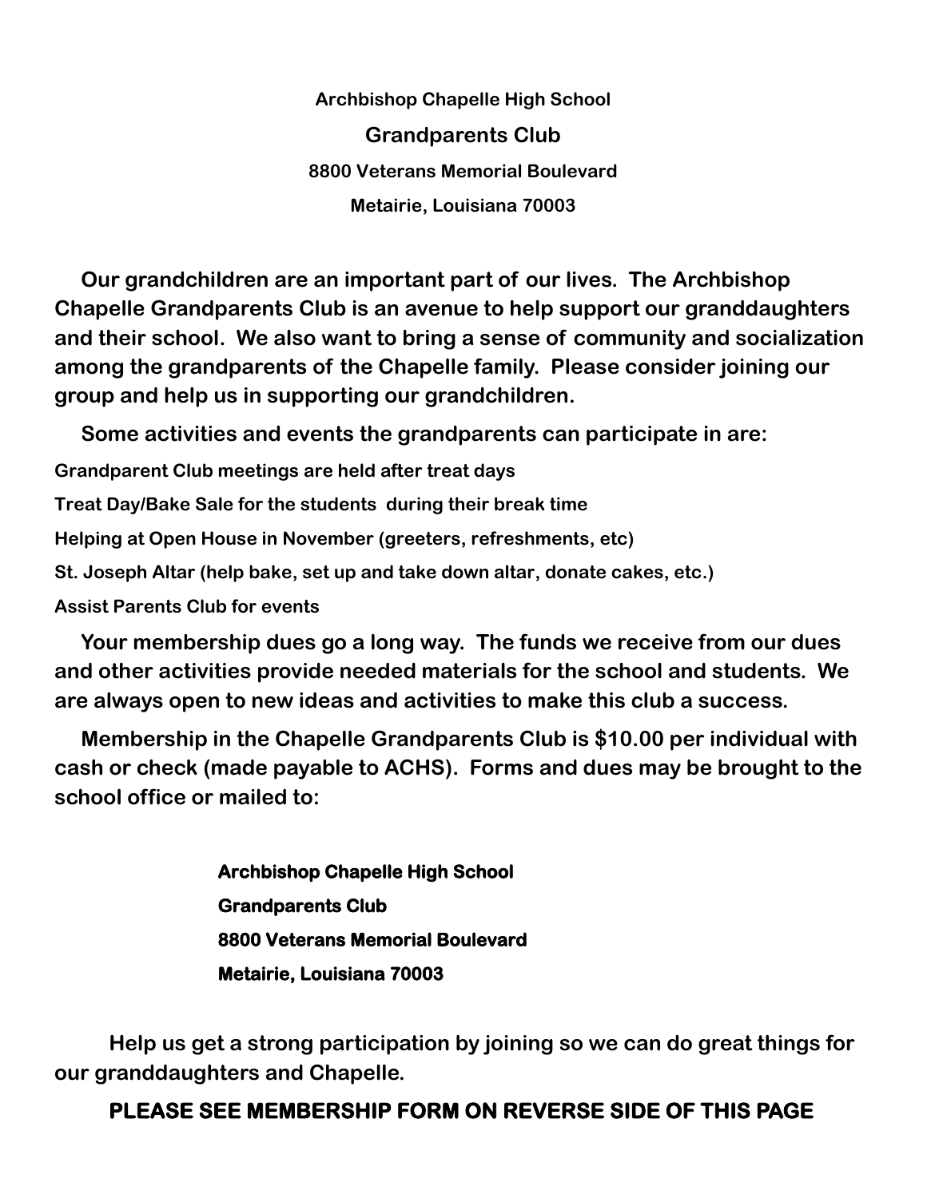**Archbishop Chapelle High School**

## Grandparents Club

**8800 Veterans Memorial Boulevard**

**Metairie, Louisiana 70003**

**Our grandchildren are an important part of our lives. The Archbishop Chapelle Grandparents Club is an avenue to help support our granddaughters and their school. We also want to bring a sense of community and socialization among the grandparents of the Chapelle family. Please consider joining our group and help us in supporting our grandchildren.**

**Some activities and events the grandparents can participate in are:**

**Grandparent Club meetings are held after treat days**

**Treat Day/Bake Sale for the students during their break time**

**Helping at Open House in November (greeters, refreshments, etc)**

**St. Joseph Altar (help bake, set up and take down altar, donate cakes, etc.)**

**Assist Parents Club for events**

**Your membership dues go a long way. The funds we receive from our dues and other activities provide needed materials for the school and students. We are always open to new ideas and activities to make this club a success.**

**Membership in the Chapelle Grandparents Club is $10.00 per individual with cash or check (made payable to ACHS). Forms and dues may be brought to the school office or mailed to:**

**Archbishop Chapelle High School**
**Grandparents Club**
**8800 Veterans Memorial Boulevard**
**Metairie, Louisiana 70003**

**Help us get a strong participation by joining so we can do great things for our granddaughters and Chapelle.**

**PLEASE SEE MEMBERSHIP FORM ON REVERSE SIDE OF THIS PAGE**